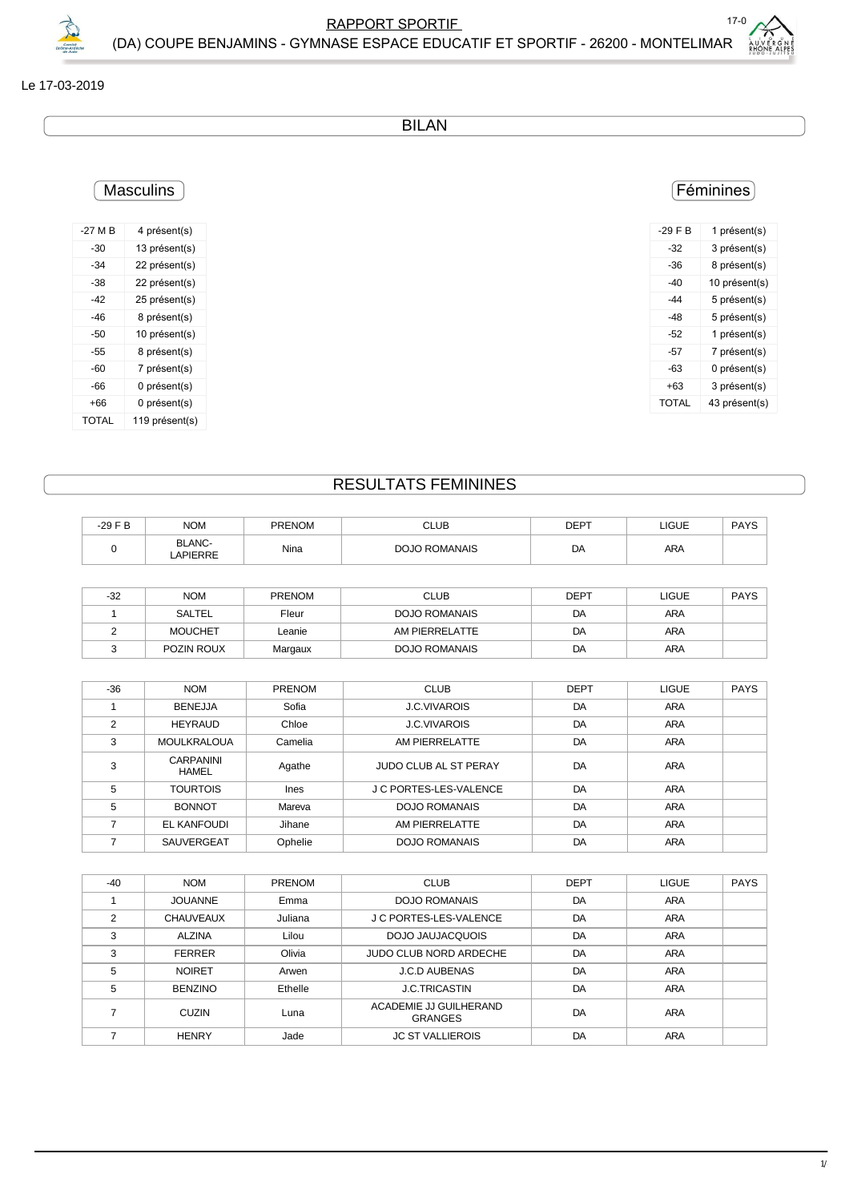# RAPPORT SPORTIF

## (DA) COUPE BENJAMINS - GYMNASE ESPACE EDUCATIF ET SPORTIF - 26200 - MONTELIMAR

Le 17-03-2019

## BILAN

### Masculins

| -27 M B | 4 présent(s) |
|---|---|
| -30 | 13 présent(s) |
| -34 | 22 présent(s) |
| -38 | 22 présent(s) |
| -42 | 25 présent(s) |
| -46 | 8 présent(s) |
| -50 | 10 présent(s) |
| -55 | 8 présent(s) |
| -60 | 7 présent(s) |
| -66 | 0 présent(s) |
| +66 | 0 présent(s) |
| TOTAL | 119 présent(s) |

### Féminines

| -29 F B | 1 présent(s) |
|---|---|
| -32 | 3 présent(s) |
| -36 | 8 présent(s) |
| -40 | 10 présent(s) |
| -44 | 5 présent(s) |
| -48 | 5 présent(s) |
| -52 | 1 présent(s) |
| -57 | 7 présent(s) |
| -63 | 0 présent(s) |
| +63 | 3 présent(s) |
| TOTAL | 43 présent(s) |

## RESULTATS FEMININES

| -29 F B | NOM | PRENOM | CLUB | DEPT | LIGUE | PAYS |
|---|---|---|---|---|---|---|
| 0 | BLANC-LAPIERRE | Nina | DOJO ROMANAIS | DA | ARA | |

| -32 | NOM | PRENOM | CLUB | DEPT | LIGUE | PAYS |
|---|---|---|---|---|---|---|
| 1 | SALTEL | Fleur | DOJO ROMANAIS | DA | ARA | |
| 2 | MOUCHET | Leanie | AM PIERRELATTE | DA | ARA | |
| 3 | POZIN ROUX | Margaux | DOJO ROMANAIS | DA | ARA | |

| -36 | NOM | PRENOM | CLUB | DEPT | LIGUE | PAYS |
|---|---|---|---|---|---|---|
| 1 | BENEJJA | Sofia | J.C.VIVAROIS | DA | ARA | |
| 2 | HEYRAUD | Chloe | J.C.VIVAROIS | DA | ARA | |
| 3 | MOULKRALOUA | Camelia | AM PIERRELATTE | DA | ARA | |
| 3 | CARPANINI HAMEL | Agathe | JUDO CLUB AL ST PERAY | DA | ARA | |
| 5 | TOURTOIS | Ines | J C PORTES-LES-VALENCE | DA | ARA | |
| 5 | BONNOT | Mareva | DOJO ROMANAIS | DA | ARA | |
| 7 | EL KANFOUDI | Jihane | AM PIERRELATTE | DA | ARA | |
| 7 | SAUVERGEAT | Ophelie | DOJO ROMANAIS | DA | ARA | |

| -40 | NOM | PRENOM | CLUB | DEPT | LIGUE | PAYS |
|---|---|---|---|---|---|---|
| 1 | JOUANNE | Emma | DOJO ROMANAIS | DA | ARA | |
| 2 | CHAUVEAUX | Juliana | J C PORTES-LES-VALENCE | DA | ARA | |
| 3 | ALZINA | Lilou | DOJO JAUJACQUOIS | DA | ARA | |
| 3 | FERRER | Olivia | JUDO CLUB NORD ARDECHE | DA | ARA | |
| 5 | NOIRET | Arwen | J.C.D AUBENAS | DA | ARA | |
| 5 | BENZINO | Ethelle | J.C.TRICASTIN | DA | ARA | |
| 7 | CUZIN | Luna | ACADEMIE JJ GUILHERAND GRANGES | DA | ARA | |
| 7 | HENRY | Jade | JC ST VALLIEROIS | DA | ARA | |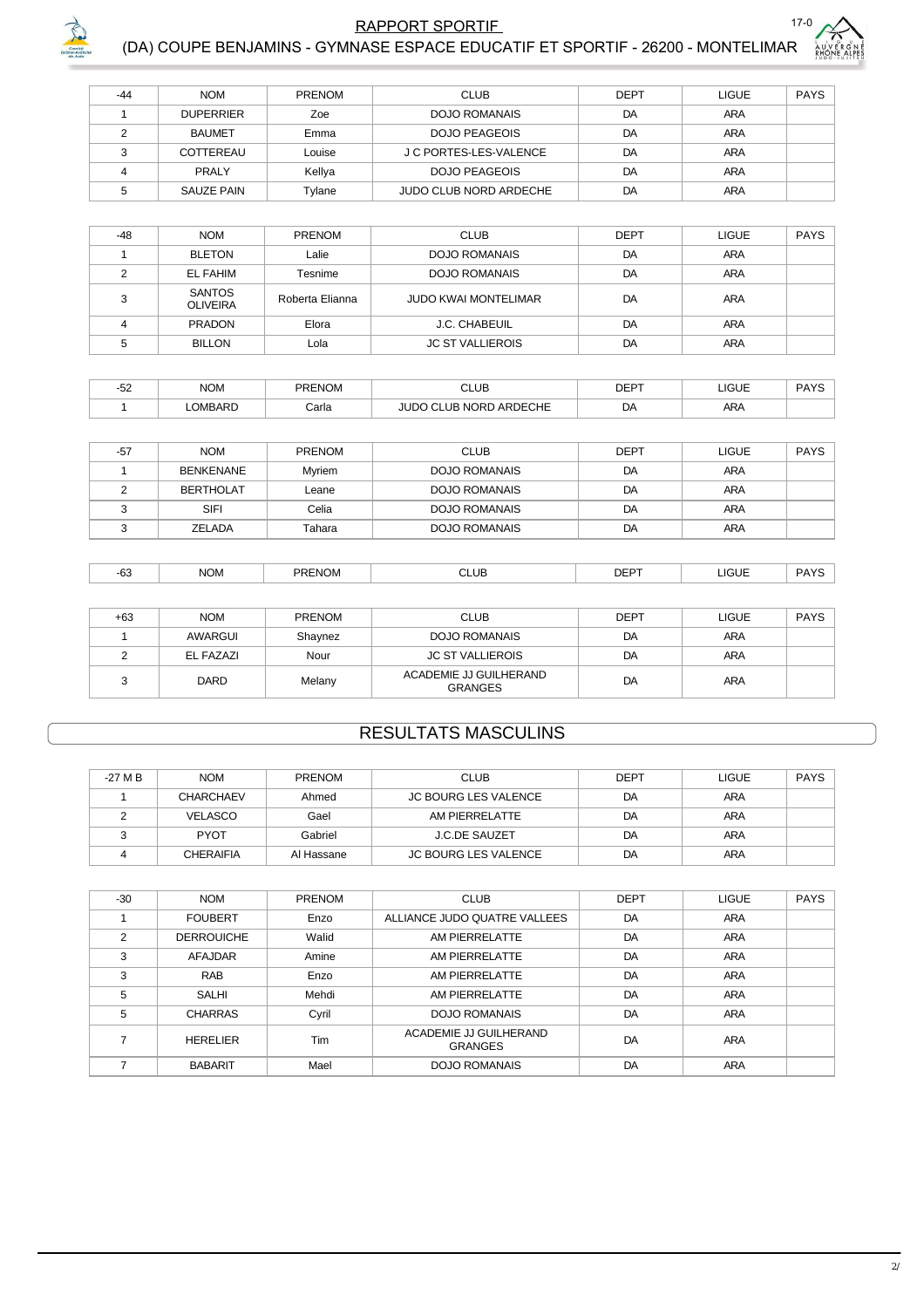| -44 | NOM | PRENOM | CLUB | DEPT | LIGUE | PAYS |
|---|---|---|---|---|---|---|
| 1 | DUPERRIER | Zoe | DOJO ROMANAIS | DA | ARA | |
| 2 | BAUMET | Emma | DOJO PEAGEOIS | DA | ARA | |
| 3 | COTTEREAU | Louise | J C PORTES-LES-VALENCE | DA | ARA | |
| 4 | PRALY | Kellya | DOJO PEAGEOIS | DA | ARA | |
| 5 | SAUZE PAIN | Tylane | JUDO CLUB NORD ARDECHE | DA | ARA | |

| -48 | NOM | PRENOM | CLUB | DEPT | LIGUE | PAYS |
|---|---|---|---|---|---|---|
| 1 | BLETON | Lalie | DOJO ROMANAIS | DA | ARA | |
| 2 | EL FAHIM | Tesnime | DOJO ROMANAIS | DA | ARA | |
| 3 | SANTOS OLIVEIRA | Roberta Elianna | JUDO KWAI MONTELIMAR | DA | ARA | |
| 4 | PRADON | Elora | J.C. CHABEUIL | DA | ARA | |
| 5 | BILLON | Lola | JC ST VALLIEROIS | DA | ARA | |

| -52 | NOM | PRENOM | CLUB | DEPT | LIGUE | PAYS |
|---|---|---|---|---|---|---|
| 1 | LOMBARD | Carla | JUDO CLUB NORD ARDECHE | DA | ARA | |

| -57 | NOM | PRENOM | CLUB | DEPT | LIGUE | PAYS |
|---|---|---|---|---|---|---|
| 1 | BENKENANE | Myriem | DOJO ROMANAIS | DA | ARA | |
| 2 | BERTHOLAT | Leane | DOJO ROMANAIS | DA | ARA | |
| 3 | SIFI | Celia | DOJO ROMANAIS | DA | ARA | |
| 3 | ZELADA | Tahara | DOJO ROMANAIS | DA | ARA | |

| -63 | NOM | PRENOM | CLUB | DEPT | LIGUE | PAYS |
|---|---|---|---|---|---|---|

| +63 | NOM | PRENOM | CLUB | DEPT | LIGUE | PAYS |
|---|---|---|---|---|---|---|
| 1 | AWARGUI | Shaynez | DOJO ROMANAIS | DA | ARA | |
| 2 | EL FAZAZI | Nour | JC ST VALLIEROIS | DA | ARA | |
| 3 | DARD | Melany | ACADEMIE JJ GUILHERAND GRANGES | DA | ARA | |

## RESULTATS MASCULINS

| -27 M B | NOM | PRENOM | CLUB | DEPT | LIGUE | PAYS |
|---|---|---|---|---|---|---|
| 1 | CHARCHAEV | Ahmed | JC BOURG LES VALENCE | DA | ARA | |
| 2 | VELASCO | Gael | AM PIERRELATTE | DA | ARA | |
| 3 | PYOT | Gabriel | J.C.DE SAUZET | DA | ARA | |
| 4 | CHERAIFIA | Al Hassane | JC BOURG LES VALENCE | DA | ARA | |

| -30 | NOM | PRENOM | CLUB | DEPT | LIGUE | PAYS |
|---|---|---|---|---|---|---|
| 1 | FOUBERT | Enzo | ALLIANCE JUDO QUATRE VALLEES | DA | ARA | |
| 2 | DERROUICHE | Walid | AM PIERRELATTE | DA | ARA | |
| 3 | AFAJDAR | Amine | AM PIERRELATTE | DA | ARA | |
| 3 | RAB | Enzo | AM PIERRELATTE | DA | ARA | |
| 5 | SALHI | Mehdi | AM PIERRELATTE | DA | ARA | |
| 5 | CHARRAS | Cyril | DOJO ROMANAIS | DA | ARA | |
| 7 | HERELIER | Tim | ACADEMIE JJ GUILHERAND GRANGES | DA | ARA | |
| 7 | BABARIT | Mael | DOJO ROMANAIS | DA | ARA | |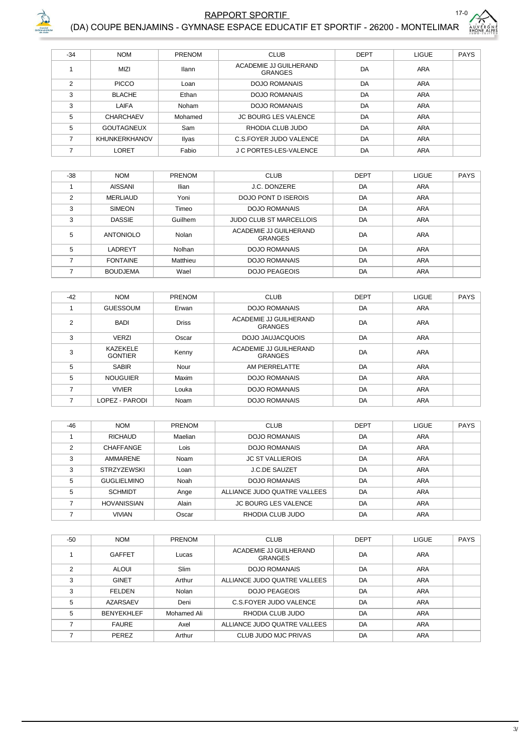| -34 | NOM | PRENOM | CLUB | DEPT | LIGUE | PAYS |
|---|---|---|---|---|---|---|
| 1 | MIZI | Ilann | ACADEMIE JJ GUILHERAND GRANGES | DA | ARA | |
| 2 | PICCO | Loan | DOJO ROMANAIS | DA | ARA | |
| 3 | BLACHE | Ethan | DOJO ROMANAIS | DA | ARA | |
| 3 | LAIFA | Noham | DOJO ROMANAIS | DA | ARA | |
| 5 | CHARCHAEV | Mohamed | JC BOURG LES VALENCE | DA | ARA | |
| 5 | GOUTAGNEUX | Sam | RHODIA CLUB JUDO | DA | ARA | |
| 7 | KHUNKERKHANOV | Ilyas | C.S.FOYER JUDO VALENCE | DA | ARA | |
| 7 | LORET | Fabio | J C PORTES-LES-VALENCE | DA | ARA | |

| -38 | NOM | PRENOM | CLUB | DEPT | LIGUE | PAYS |
|---|---|---|---|---|---|---|
| 1 | AISSANI | Ilian | J.C. DONZERE | DA | ARA | |
| 2 | MERLIAUD | Yoni | DOJO PONT D ISEROIS | DA | ARA | |
| 3 | SIMEON | Timeo | DOJO ROMANAIS | DA | ARA | |
| 3 | DASSIE | Guilhem | JUDO CLUB ST MARCELLOIS | DA | ARA | |
| 5 | ANTONIOLO | Nolan | ACADEMIE JJ GUILHERAND GRANGES | DA | ARA | |
| 5 | LADREYT | Nolhan | DOJO ROMANAIS | DA | ARA | |
| 7 | FONTAINE | Matthieu | DOJO ROMANAIS | DA | ARA | |
| 7 | BOUDJEMA | Wael | DOJO PEAGEOIS | DA | ARA | |

| -42 | NOM | PRENOM | CLUB | DEPT | LIGUE | PAYS |
|---|---|---|---|---|---|---|
| 1 | GUESSOUM | Erwan | DOJO ROMANAIS | DA | ARA | |
| 2 | BADI | Driss | ACADEMIE JJ GUILHERAND GRANGES | DA | ARA | |
| 3 | VERZI | Oscar | DOJO JAUJACQUOIS | DA | ARA | |
| 3 | KAZEKELE GONTIER | Kenny | ACADEMIE JJ GUILHERAND GRANGES | DA | ARA | |
| 5 | SABIR | Nour | AM PIERRELATTE | DA | ARA | |
| 5 | NOUGUIER | Maxim | DOJO ROMANAIS | DA | ARA | |
| 7 | VIVIER | Louka | DOJO ROMANAIS | DA | ARA | |
| 7 | LOPEZ - PARODI | Noam | DOJO ROMANAIS | DA | ARA | |

| -46 | NOM | PRENOM | CLUB | DEPT | LIGUE | PAYS |
|---|---|---|---|---|---|---|
| 1 | RICHAUD | Maelian | DOJO ROMANAIS | DA | ARA | |
| 2 | CHAFFANGE | Lois | DOJO ROMANAIS | DA | ARA | |
| 3 | AMMARENE | Noam | JC ST VALLIEROIS | DA | ARA | |
| 3 | STRZYZEWSKI | Loan | J.C.DE SAUZET | DA | ARA | |
| 5 | GUGLIELMINO | Noah | DOJO ROMANAIS | DA | ARA | |
| 5 | SCHMIDT | Ange | ALLIANCE JUDO QUATRE VALLEES | DA | ARA | |
| 7 | HOVANISSIAN | Alain | JC BOURG LES VALENCE | DA | ARA | |
| 7 | VIVIAN | Oscar | RHODIA CLUB JUDO | DA | ARA | |

| -50 | NOM | PRENOM | CLUB | DEPT | LIGUE | PAYS |
|---|---|---|---|---|---|---|
| 1 | GAFFET | Lucas | ACADEMIE JJ GUILHERAND GRANGES | DA | ARA | |
| 2 | ALOUI | Slim | DOJO ROMANAIS | DA | ARA | |
| 3 | GINET | Arthur | ALLIANCE JUDO QUATRE VALLEES | DA | ARA | |
| 3 | FELDEN | Nolan | DOJO PEAGEOIS | DA | ARA | |
| 5 | AZARSAEV | Deni | C.S.FOYER JUDO VALENCE | DA | ARA | |
| 5 | BENYEKHLEF | Mohamed Ali | RHODIA CLUB JUDO | DA | ARA | |
| 7 | FAURE | Axel | ALLIANCE JUDO QUATRE VALLEES | DA | ARA | |
| 7 | PEREZ | Arthur | CLUB JUDO MJC PRIVAS | DA | ARA | |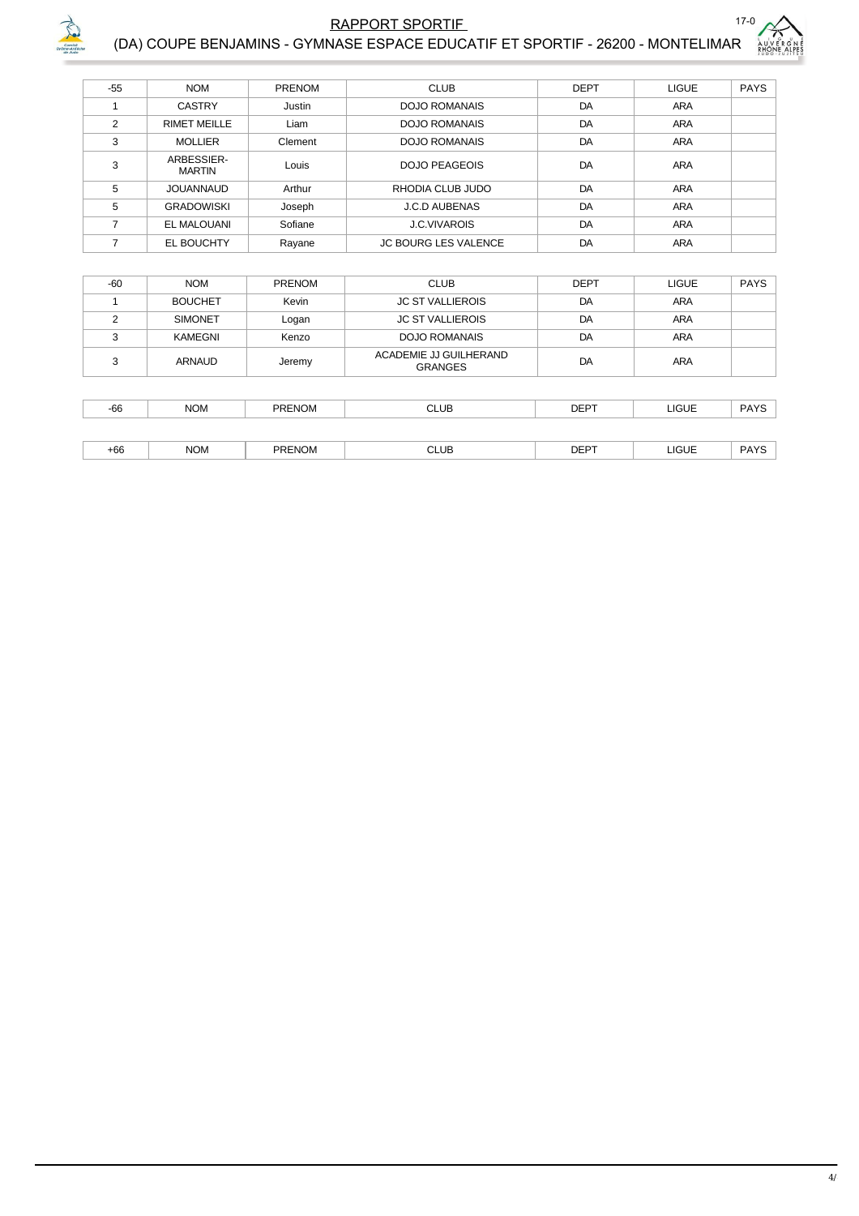# RAPPORT SPORTIF

## (DA) COUPE BENJAMINS - GYMNASE ESPACE EDUCATIF ET SPORTIF - 26200 - MONTELIMAR

| -55 | NOM | PRENOM | CLUB | DEPT | LIGUE | PAYS |
|---|---|---|---|---|---|---|
| 1 | CASTRY | Justin | DOJO ROMANAIS | DA | ARA | |
| 2 | RIMET MEILLE | Liam | DOJO ROMANAIS | DA | ARA | |
| 3 | MOLLIER | Clement | DOJO ROMANAIS | DA | ARA | |
| 3 | ARBESSIER-MARTIN | Louis | DOJO PEAGEOIS | DA | ARA | |
| 5 | JOUANNAUD | Arthur | RHODIA CLUB JUDO | DA | ARA | |
| 5 | GRADOWISKI | Joseph | J.C.D AUBENAS | DA | ARA | |
| 7 | EL MALOUANI | Sofiane | J.C.VIVAROIS | DA | ARA | |
| 7 | EL BOUCHTY | Rayane | JC BOURG LES VALENCE | DA | ARA | |

| -60 | NOM | PRENOM | CLUB | DEPT | LIGUE | PAYS |
|---|---|---|---|---|---|---|
| 1 | BOUCHET | Kevin | JC ST VALLIEROIS | DA | ARA | |
| 2 | SIMONET | Logan | JC ST VALLIEROIS | DA | ARA | |
| 3 | KAMEGNI | Kenzo | DOJO ROMANAIS | DA | ARA | |
| 3 | ARNAUD | Jeremy | ACADEMIE JJ GUILHERAND GRANGES | DA | ARA | |

| -66 | NOM | PRENOM | CLUB | DEPT | LIGUE | PAYS |
|---|---|---|---|---|---|---|

| +66 | NOM | PRENOM | CLUB | DEPT | LIGUE | PAYS |
|---|---|---|---|---|---|---|